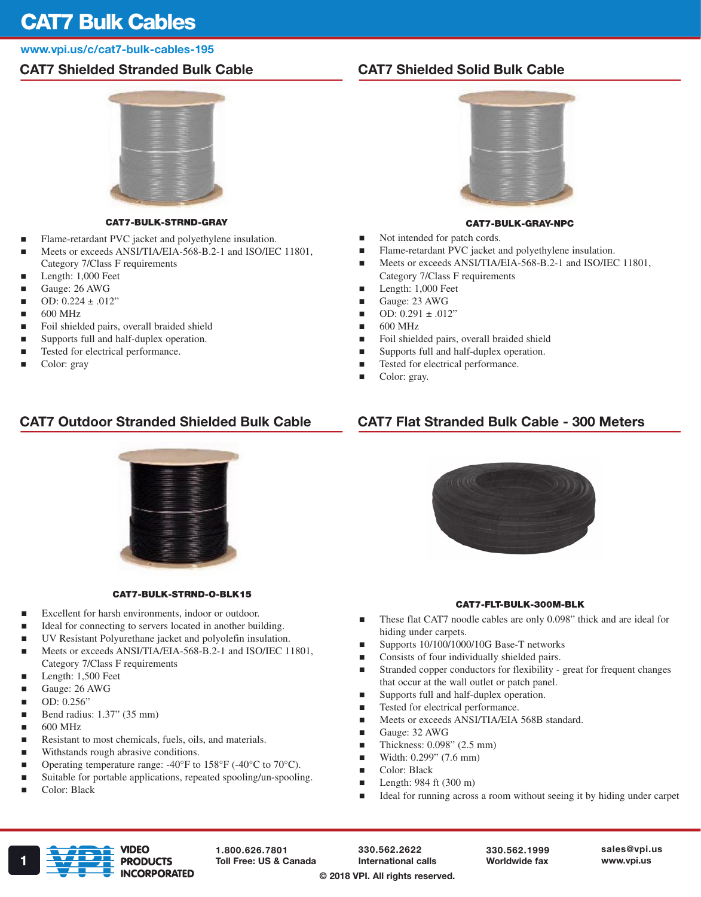# CAT7 Bulk Cables

www.vpi.us/c/cat7-bulk-cables-195

## CAT7 Shielded Stranded Bulk Cable

**CAT7-BULK-STRND-GRAY**

- Flame-retardant PVC jacket and polyethylene insulation.
- Meets or exceeds ANSI/TIA/EIA-568-B.2-1 and ISO/IEC 11801, Category 7/Class F requirements
- Length: 1,000 Feet
- Gauge: 26 AWG
- OD: 0.224 ± .012”
- 600 MHz
- Foil shielded pairs, overall braided shield
- Supports full and half-duplex operation.
- Tested for electrical performance.
- Color: gray

## CAT7 Shielded Solid Bulk Cable

**CAT7-BULK-GRAY-NPC**

- Not intended for patch cords.
- Flame-retardant PVC jacket and polyethylene insulation.
- Meets or exceeds ANSI/TIA/EIA-568-B.2-1 and ISO/IEC 11801, Category 7/Class F requirements
- Length: 1,000 Feet
- Gauge: 23 AWG
- OD: 0.291 ± .012”
- 600 MHz
- Foil shielded pairs, overall braided shield
- Supports full and half-duplex operation.
- Tested for electrical performance.
- Color: gray.

## CAT7 Outdoor Stranded Shielded Bulk Cable

**CAT7-BULK-STRND-O-BLK15**

- Excellent for harsh environments, indoor or outdoor.
- Ideal for connecting to servers located in another building.
- UV Resistant Polyurethane jacket and polyolefin insulation.
- Meets or exceeds ANSI/TIA/EIA-568-B.2-1 and ISO/IEC 11801, Category 7/Class F requirements
- Length: 1,500 Feet
- Gauge: 26 AWG
- OD: 0.256”
- Bend radius: 1.37” (35 mm)
- 600 MHz
- Resistant to most chemicals, fuels, oils, and materials.
- Withstands rough abrasive conditions.
- Operating temperature range: -40°F to 158°F (-40°C to 70°C).
- Suitable for portable applications, repeated spooling/un-spooling.
- Color: Black

## CAT7 Flat Stranded Bulk Cable - 300 Meters

**CAT7-FLT-BULK-300M-BLK**

- These flat CAT7 noodle cables are only 0.098” thick and are ideal for hiding under carpets.
- Supports 10/100/1000/10G Base-T networks
- Consists of four individually shielded pairs.
- Stranded copper conductors for flexibility - great for frequent changes that occur at the wall outlet or patch panel.
- Supports full and half-duplex operation.
- Tested for electrical performance.
- Meets or exceeds ANSI/TIA/EIA 568B standard.
- Gauge: 32 AWG
- Thickness: 0.098” (2.5 mm)
- Width: 0.299” (7.6 mm)
- Color: Black
- Length: 984 ft (300 m)
- Ideal for running across a room without seeing it by hiding under carpet

VIDEO PRODUCTS INCORPORATED

1.800.626.7801
Toll Free: US & Canada

330.562.2622
International calls

330.562.1999
Worldwide fax

sales@vpi.us
www.vpi.us

© 2018 VPI. All rights reserved.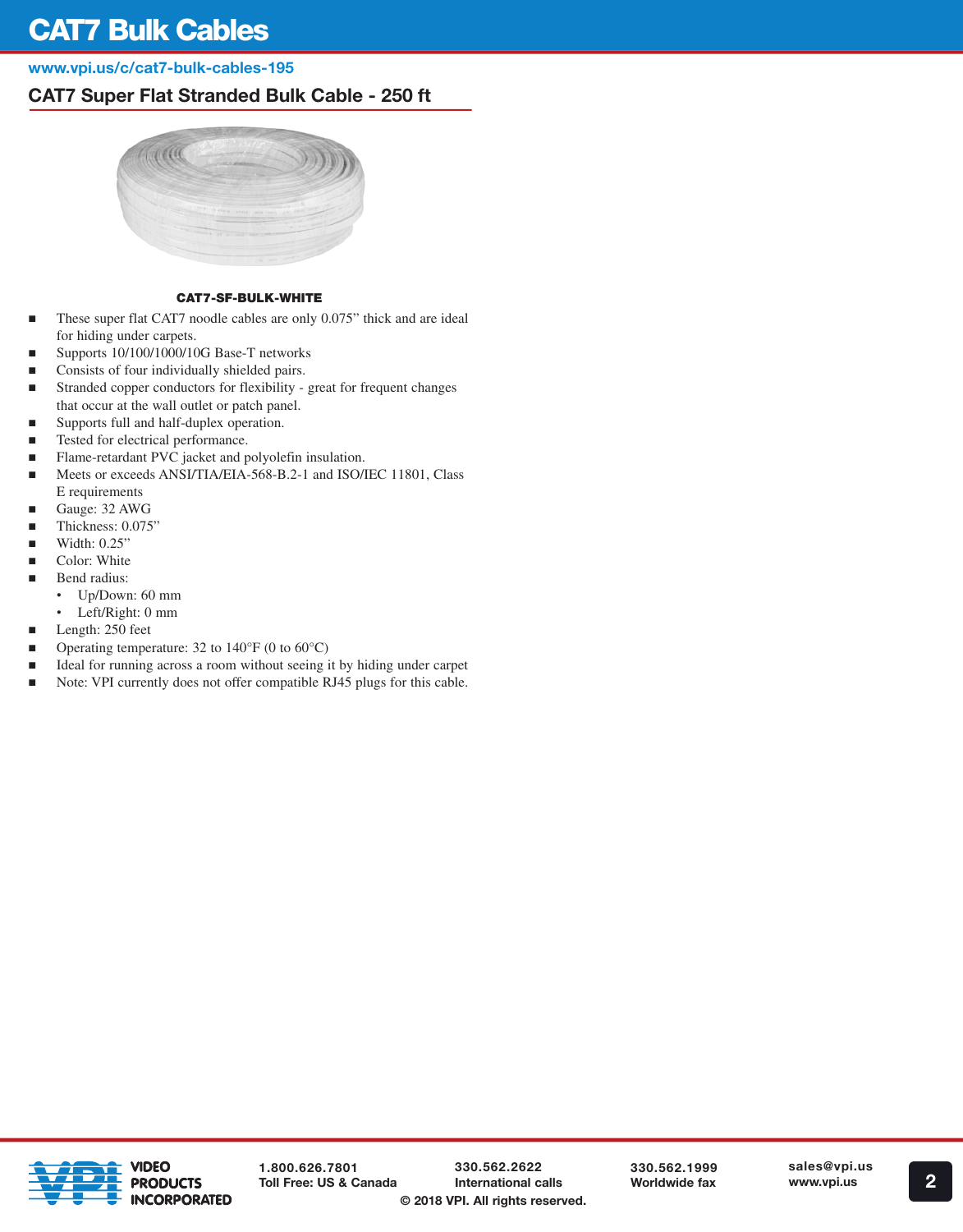# CAT7 Bulk Cables

www.vpi.us/c/cat7-bulk-cables-195

## CAT7 Super Flat Stranded Bulk Cable - 250 ft

**CAT7-SF-BULK-WHITE**

- These super flat CAT7 noodle cables are only 0.075" thick and are ideal for hiding under carpets.
- Supports 10/100/1000/10G Base-T networks
- Consists of four individually shielded pairs.
- Stranded copper conductors for flexibility - great for frequent changes that occur at the wall outlet or patch panel.
- Supports full and half-duplex operation.
- Tested for electrical performance.
- Flame-retardant PVC jacket and polyolefin insulation.
- Meets or exceeds ANSI/TIA/EIA-568-B.2-1 and ISO/IEC 11801, Class E requirements
- Gauge: 32 AWG
- Thickness: 0.075"
- Width: 0.25"
- Color: White
- Bend radius:
  - Up/Down: 60 mm
  - Left/Right: 0 mm
- Length: 250 feet
- Operating temperature: 32 to 140°F (0 to 60°C)
- Ideal for running across a room without seeing it by hiding under carpet
- Note: VPI currently does not offer compatible RJ45 plugs for this cable.

VIDEO PRODUCTS INCORPORATED

1.800.626.7801
Toll Free: US & Canada

330.562.2622
International calls

330.562.1999
Worldwide fax

sales@vpi.us
www.vpi.us

© 2018 VPI. All rights reserved.